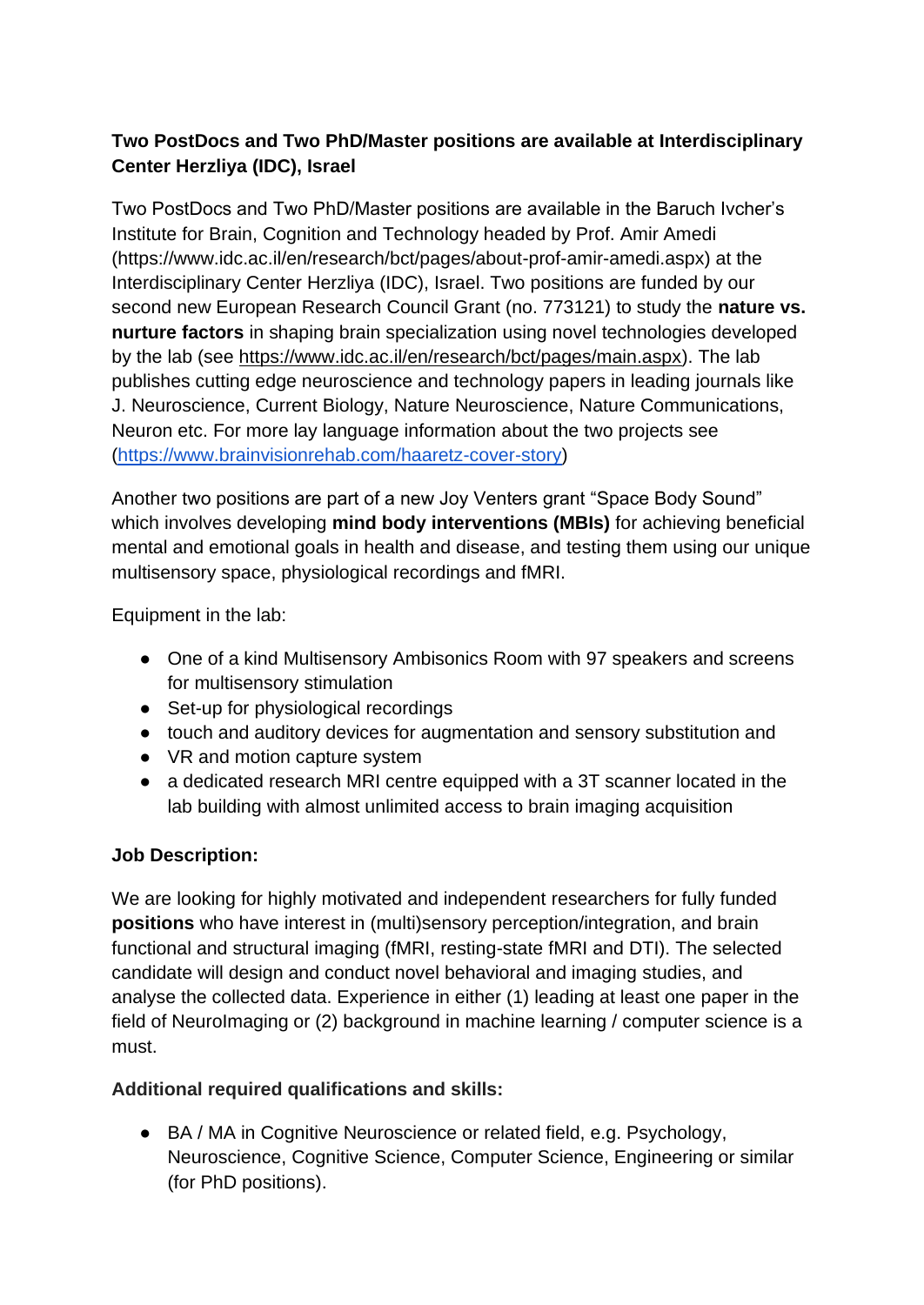**Two PostDocs and Two PhD/Master positions are available at Interdisciplinary Center Herzliya (IDC), Israel**

Two PostDocs and Two PhD/Master positions are available in the Baruch Ivcher's Institute for Brain, Cognition and Technology headed by Prof. Amir Amedi (https://www.idc.ac.il/en/research/bct/pages/about-prof-amir-amedi.aspx) at the Interdisciplinary Center Herzliya (IDC), Israel. Two positions are funded by our second new European Research Council Grant (no. 773121) to study the **nature vs. nurture factors** in shaping brain specialization using novel technologies developed by the lab (see https://www.idc.ac.il/en/research/bct/pages/main.aspx). The lab publishes cutting edge neuroscience and technology papers in leading journals like J. Neuroscience, Current Biology, Nature Neuroscience, Nature Communications, Neuron etc. For more lay language information about the two projects see (https://www.brainvisionrehab.com/haaretz-cover-story)

Another two positions are part of a new Joy Venters grant "Space Body Sound" which involves developing **mind body interventions (MBIs)** for achieving beneficial mental and emotional goals in health and disease, and testing them using our unique multisensory space, physiological recordings and fMRI.

Equipment in the lab:

- One of a kind Multisensory Ambisonics Room with 97 speakers and screens for multisensory stimulation
- Set-up for physiological recordings
- touch and auditory devices for augmentation and sensory substitution and
- VR and motion capture system
- a dedicated research MRI centre equipped with a 3T scanner located in the lab building with almost unlimited access to brain imaging acquisition

**Job Description:**

We are looking for highly motivated and independent researchers for fully funded **positions** who have interest in (multi)sensory perception/integration, and brain functional and structural imaging (fMRI, resting-state fMRI and DTI). The selected candidate will design and conduct novel behavioral and imaging studies, and analyse the collected data. Experience in either (1) leading at least one paper in the field of NeuroImaging or (2) background in machine learning / computer science is a must.

**Additional required qualifications and skills:**

- BA / MA in Cognitive Neuroscience or related field, e.g. Psychology, Neuroscience, Cognitive Science, Computer Science, Engineering or similar (for PhD positions).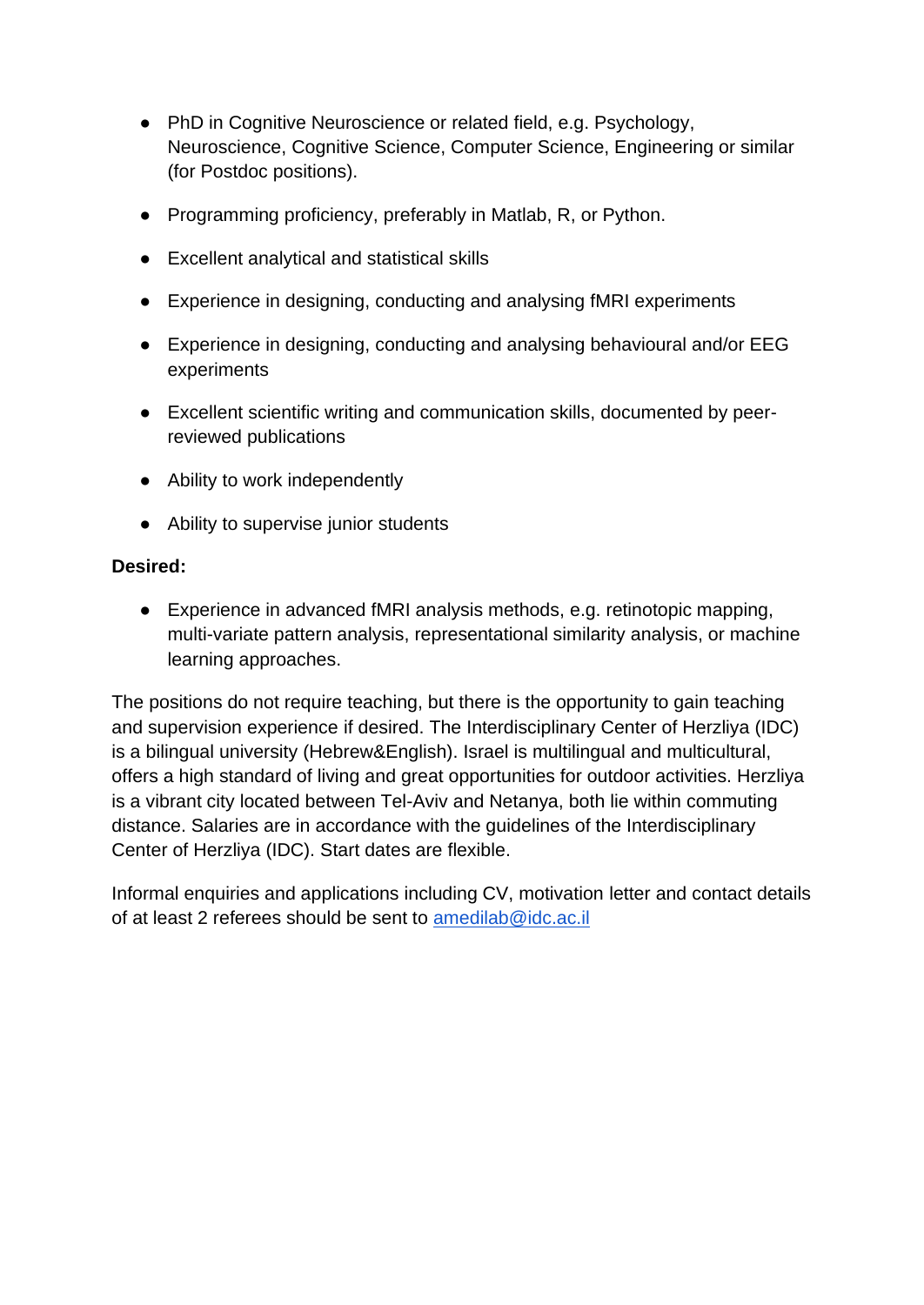- PhD in Cognitive Neuroscience or related field, e.g. Psychology, Neuroscience, Cognitive Science, Computer Science, Engineering or similar (for Postdoc positions).
- Programming proficiency, preferably in Matlab, R, or Python.
- Excellent analytical and statistical skills
- Experience in designing, conducting and analysing fMRI experiments
- Experience in designing, conducting and analysing behavioural and/or EEG experiments
- Excellent scientific writing and communication skills, documented by peer-reviewed publications
- Ability to work independently
- Ability to supervise junior students

**Desired:**

- Experience in advanced fMRI analysis methods, e.g. retinotopic mapping, multi-variate pattern analysis, representational similarity analysis, or machine learning approaches.

The positions do not require teaching, but there is the opportunity to gain teaching and supervision experience if desired. The Interdisciplinary Center of Herzliya (IDC) is a bilingual university (Hebrew&English). Israel is multilingual and multicultural, offers a high standard of living and great opportunities for outdoor activities. Herzliya is a vibrant city located between Tel-Aviv and Netanya, both lie within commuting distance. Salaries are in accordance with the guidelines of the Interdisciplinary Center of Herzliya (IDC). Start dates are flexible.

Informal enquiries and applications including CV, motivation letter and contact details of at least 2 referees should be sent to amedilab@idc.ac.il